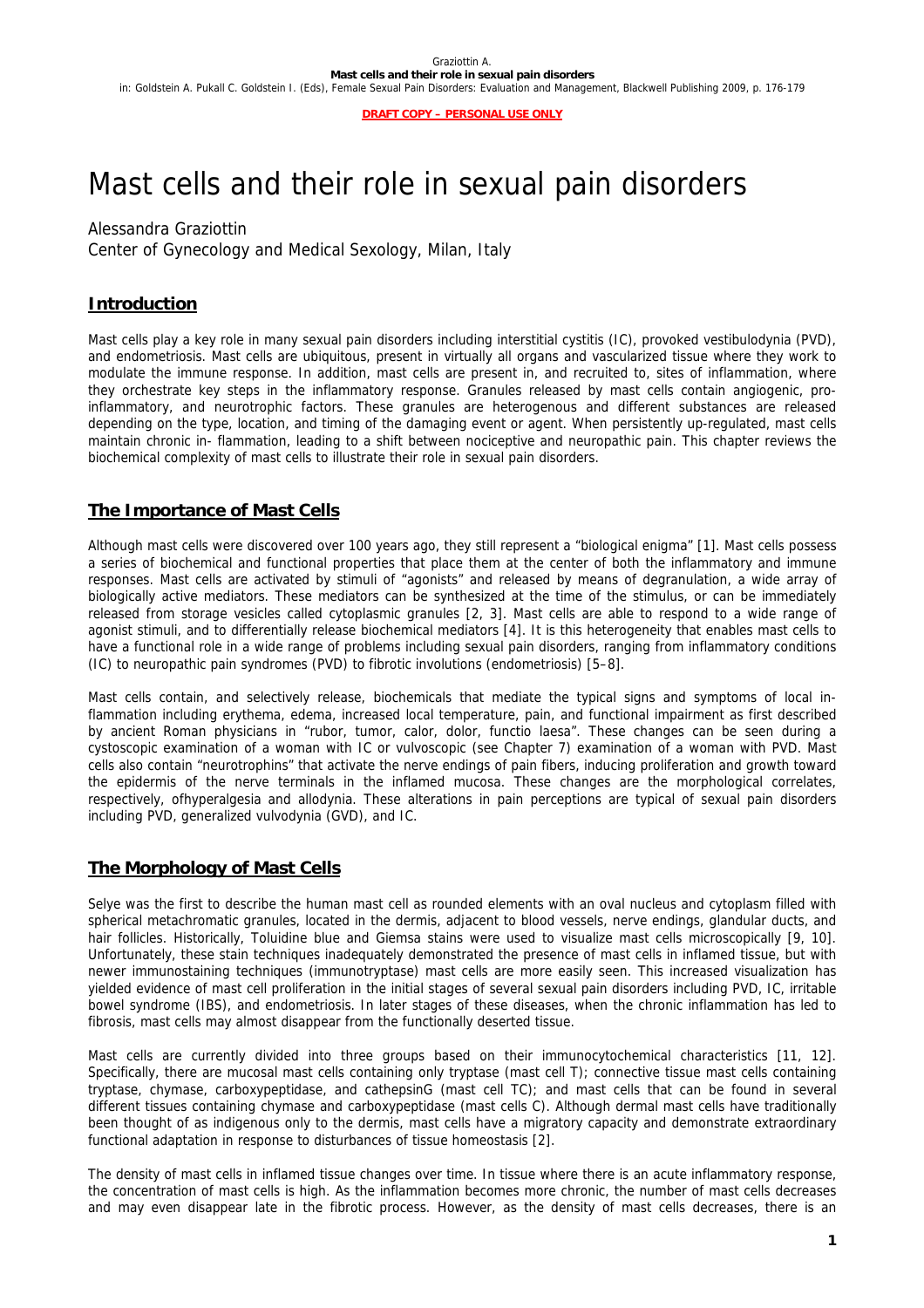# Mast cells and their role in sexual pain disorders

Alessandra Graziottin

Center of Gynecology and Medical Sexology, Milan, Italy

## Introduction

Mast cells play a key role in many sexual pain disorders including interstitial cystitis (IC), provoked vestibulodynia (PVD), and endometriosis. Mast cells are ubiquitous, present in virtually all organs and vascularized tissue where they work to modulate the immune response. In addition, mast cells are present in, and recruited to, sites of inflammation, where they orchestrate key steps in the inflammatory response. Granules released by mast cells contain angiogenic, pro-inflammatory, and neurotrophic factors. These granules are heterogenous and different substances are released depending on the type, location, and timing of the damaging event or agent. When persistently up-regulated, mast cells maintain chronic in- flammation, leading to a shift between nociceptive and neuropathic pain. This chapter reviews the biochemical complexity of mast cells to illustrate their role in sexual pain disorders.

## The Importance of Mast Cells

Although mast cells were discovered over 100 years ago, they still represent a "biological enigma" [1]. Mast cells possess a series of biochemical and functional properties that place them at the center of both the inflammatory and immune responses. Mast cells are activated by stimuli of "agonists" and released by means of degranulation, a wide array of biologically active mediators. These mediators can be synthesized at the time of the stimulus, or can be immediately released from storage vesicles called cytoplasmic granules [2, 3]. Mast cells are able to respond to a wide range of agonist stimuli, and to differentially release biochemical mediators [4]. It is this heterogeneity that enables mast cells to have a functional role in a wide range of problems including sexual pain disorders, ranging from inflammatory conditions (IC) to neuropathic pain syndromes (PVD) to fibrotic involutions (endometriosis) [5–8].

Mast cells contain, and selectively release, biochemicals that mediate the typical signs and symptoms of local in-flammation including erythema, edema, increased local temperature, pain, and functional impairment as first described by ancient Roman physicians in "rubor, tumor, calor, dolor, functio laesa". These changes can be seen during a cystoscopic examination of a woman with IC or vulvoscopic (see Chapter 7) examination of a woman with PVD. Mast cells also contain "neurotrophins" that activate the nerve endings of pain fibers, inducing proliferation and growth toward the epidermis of the nerve terminals in the inflamed mucosa. These changes are the morphological correlates, respectively, ofhyperalgesia and allodynia. These alterations in pain perceptions are typical of sexual pain disorders including PVD, generalized vulvodynia (GVD), and IC.

## The Morphology of Mast Cells

Selye was the first to describe the human mast cell as rounded elements with an oval nucleus and cytoplasm filled with spherical metachromatic granules, located in the dermis, adjacent to blood vessels, nerve endings, glandular ducts, and hair follicles. Historically, Toluidine blue and Giemsa stains were used to visualize mast cells microscopically [9, 10]. Unfortunately, these stain techniques inadequately demonstrated the presence of mast cells in inflamed tissue, but with newer immunostaining techniques (immunotryptase) mast cells are more easily seen. This increased visualization has yielded evidence of mast cell proliferation in the initial stages of several sexual pain disorders including PVD, IC, irritable bowel syndrome (IBS), and endometriosis. In later stages of these diseases, when the chronic inflammation has led to fibrosis, mast cells may almost disappear from the functionally deserted tissue.

Mast cells are currently divided into three groups based on their immunocytochemical characteristics [11, 12]. Specifically, there are mucosal mast cells containing only tryptase (mast cell T); connective tissue mast cells containing tryptase, chymase, carboxypeptidase, and cathepsinG (mast cell TC); and mast cells that can be found in several different tissues containing chymase and carboxypeptidase (mast cells C). Although dermal mast cells have traditionally been thought of as indigenous only to the dermis, mast cells have a migratory capacity and demonstrate extraordinary functional adaptation in response to disturbances of tissue homeostasis [2].

The density of mast cells in inflamed tissue changes over time. In tissue where there is an acute inflammatory response, the concentration of mast cells is high. As the inflammation becomes more chronic, the number of mast cells decreases and may even disappear late in the fibrotic process. However, as the density of mast cells decreases, there is an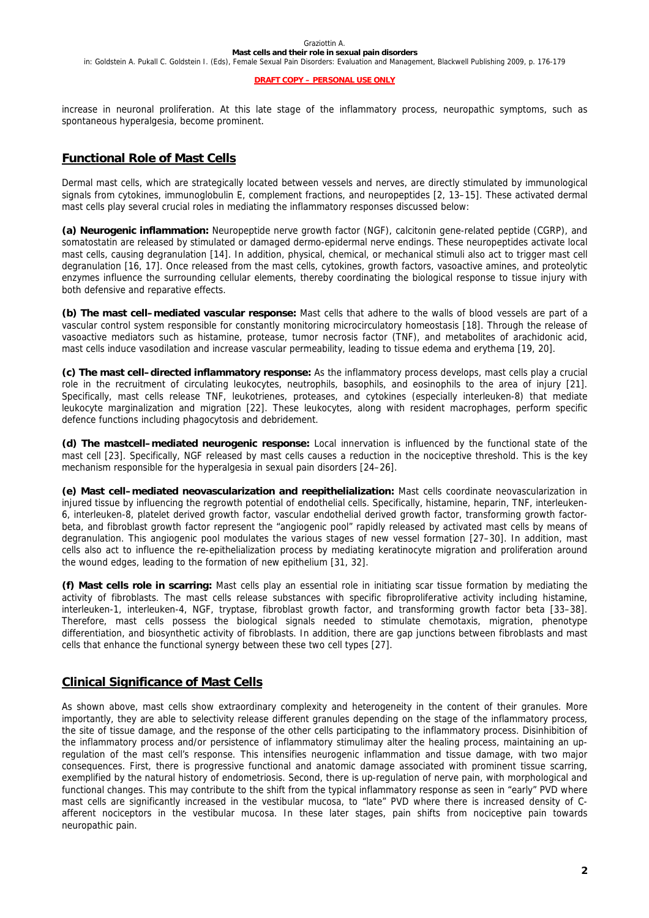increase in neuronal proliferation. At this late stage of the inflammatory process, neuropathic symptoms, such as spontaneous hyperalgesia, become prominent.

## Functional Role of Mast Cells

Dermal mast cells, which are strategically located between vessels and nerves, are directly stimulated by immunological signals from cytokines, immunoglobulin E, complement fractions, and neuropeptides [2, 13–15]. These activated dermal mast cells play several crucial roles in mediating the inflammatory responses discussed below:

**(a) Neurogenic inflammation:** Neuropeptide nerve growth factor (NGF), calcitonin gene-related peptide (CGRP), and somatostatin are released by stimulated or damaged dermo-epidermal nerve endings. These neuropeptides activate local mast cells, causing degranulation [14]. In addition, physical, chemical, or mechanical stimuli also act to trigger mast cell degranulation [16, 17]. Once released from the mast cells, cytokines, growth factors, vasoactive amines, and proteolytic enzymes influence the surrounding cellular elements, thereby coordinating the biological response to tissue injury with both defensive and reparative effects.

**(b) The mast cell–mediated vascular response:** Mast cells that adhere to the walls of blood vessels are part of a vascular control system responsible for constantly monitoring microcirculatory homeostasis [18]. Through the release of vasoactive mediators such as histamine, protease, tumor necrosis factor (TNF), and metabolites of arachidonic acid, mast cells induce vasodilation and increase vascular permeability, leading to tissue edema and erythema [19, 20].

**(c) The mast cell–directed inflammatory response:** As the inflammatory process develops, mast cells play a crucial role in the recruitment of circulating leukocytes, neutrophils, basophils, and eosinophils to the area of injury [21]. Specifically, mast cells release TNF, leukotrienes, proteases, and cytokines (especially interleuken-8) that mediate leukocyte marginalization and migration [22]. These leukocytes, along with resident macrophages, perform specific defence functions including phagocytosis and debridement.

**(d) The mastcell–mediated neurogenic response:** Local innervation is influenced by the functional state of the mast cell [23]. Specifically, NGF released by mast cells causes a reduction in the nociceptive threshold. This is the key mechanism responsible for the hyperalgesia in sexual pain disorders [24–26].

**(e) Mast cell–mediated neovascularization and reepithelialization:** Mast cells coordinate neovascularization in injured tissue by influencing the regrowth potential of endothelial cells. Specifically, histamine, heparin, TNF, interleuken-6, interleuken-8, platelet derived growth factor, vascular endothelial derived growth factor, transforming growth factor-beta, and fibroblast growth factor represent the "angiogenic pool" rapidly released by activated mast cells by means of degranulation. This angiogenic pool modulates the various stages of new vessel formation [27–30]. In addition, mast cells also act to influence the re-epithelialization process by mediating keratinocyte migration and proliferation around the wound edges, leading to the formation of new epithelium [31, 32].

**(f) Mast cells role in scarring:** Mast cells play an essential role in initiating scar tissue formation by mediating the activity of fibroblasts. The mast cells release substances with specific fibroproliferative activity including histamine, interleuken-1, interleuken-4, NGF, tryptase, fibroblast growth factor, and transforming growth factor beta [33–38]. Therefore, mast cells possess the biological signals needed to stimulate chemotaxis, migration, phenotype differentiation, and biosynthetic activity of fibroblasts. In addition, there are gap junctions between fibroblasts and mast cells that enhance the functional synergy between these two cell types [27].

## Clinical Significance of Mast Cells

As shown above, mast cells show extraordinary complexity and heterogeneity in the content of their granules. More importantly, they are able to selectivity release different granules depending on the stage of the inflammatory process, the site of tissue damage, and the response of the other cells participating to the inflammatory process. Disinhibition of the inflammatory process and/or persistence of inflammatory stimulimay alter the healing process, maintaining an up-regulation of the mast cell's response. This intensifies neurogenic inflammation and tissue damage, with two major consequences. First, there is progressive functional and anatomic damage associated with prominent tissue scarring, exemplified by the natural history of endometriosis. Second, there is up-regulation of nerve pain, with morphological and functional changes. This may contribute to the shift from the typical inflammatory response as seen in "early" PVD where mast cells are significantly increased in the vestibular mucosa, to "late" PVD where there is increased density of C-afferent nociceptors in the vestibular mucosa. In these later stages, pain shifts from nociceptive pain towards neuropathic pain.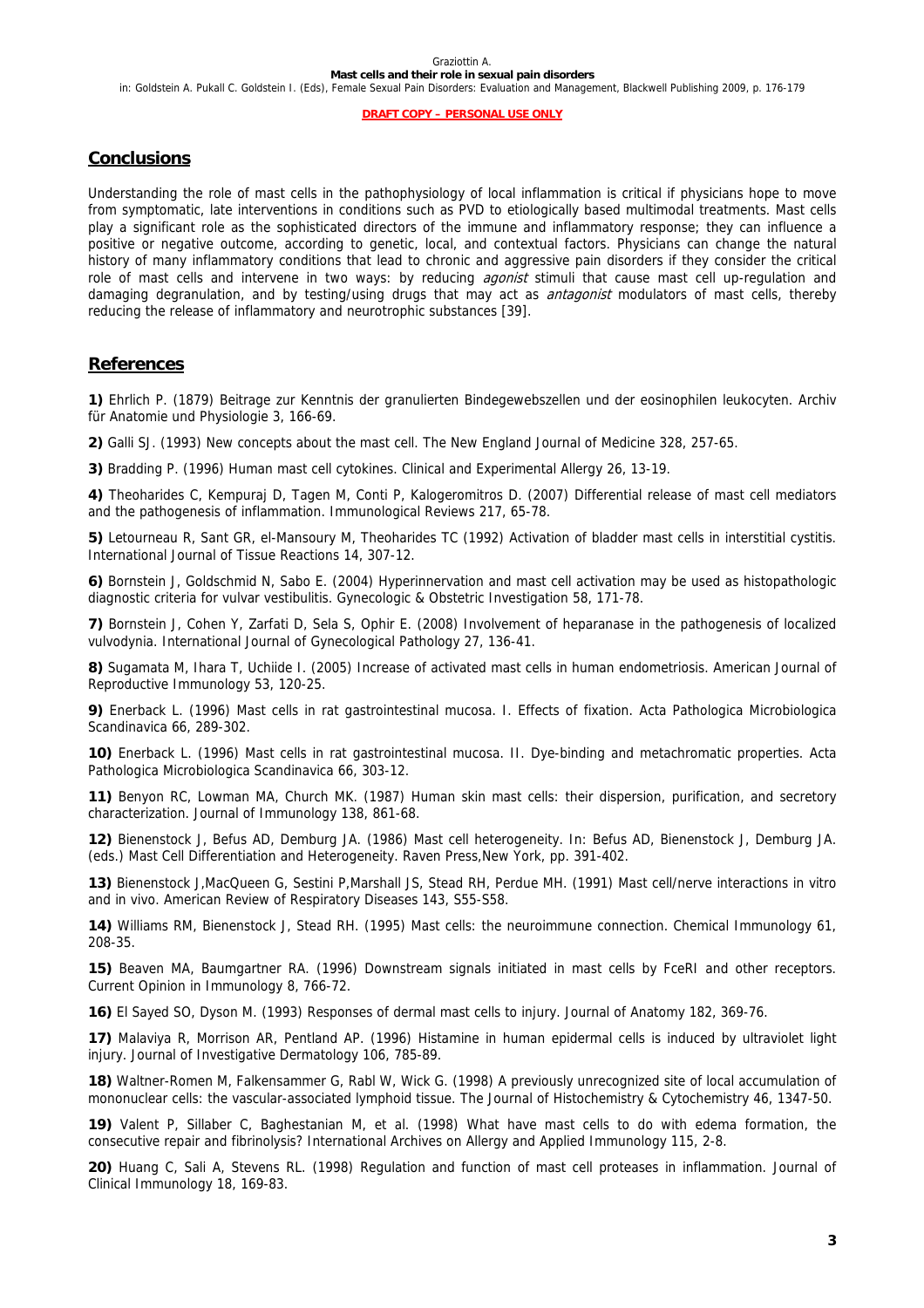## Conclusions

Understanding the role of mast cells in the pathophysiology of local inflammation is critical if physicians hope to move from symptomatic, late interventions in conditions such as PVD to etiologically based multimodal treatments. Mast cells play a significant role as the sophisticated directors of the immune and inflammatory response; they can influence a positive or negative outcome, according to genetic, local, and contextual factors. Physicians can change the natural history of many inflammatory conditions that lead to chronic and aggressive pain disorders if they consider the critical role of mast cells and intervene in two ways: by reducing *agonist* stimuli that cause mast cell up-regulation and damaging degranulation, and by testing/using drugs that may act as *antagonist* modulators of mast cells, thereby reducing the release of inflammatory and neurotrophic substances [39].

## References

**1)** Ehrlich P. (1879) Beitrage zur Kenntnis der granulierten Bindegewebszellen und der eosinophilen leukocyten. Archiv für Anatomie und Physiologie 3, 166-69.

**2)** Galli SJ. (1993) New concepts about the mast cell. The New England Journal of Medicine 328, 257-65.

**3)** Bradding P. (1996) Human mast cell cytokines. Clinical and Experimental Allergy 26, 13-19.

**4)** Theoharides C, Kempuraj D, Tagen M, Conti P, Kalogeromitros D. (2007) Differential release of mast cell mediators and the pathogenesis of inflammation. Immunological Reviews 217, 65-78.

**5)** Letourneau R, Sant GR, el-Mansoury M, Theoharides TC (1992) Activation of bladder mast cells in interstitial cystitis. International Journal of Tissue Reactions 14, 307-12.

**6)** Bornstein J, Goldschmid N, Sabo E. (2004) Hyperinnervation and mast cell activation may be used as histopathologic diagnostic criteria for vulvar vestibulitis. Gynecologic & Obstetric Investigation 58, 171-78.

**7)** Bornstein J, Cohen Y, Zarfati D, Sela S, Ophir E. (2008) Involvement of heparanase in the pathogenesis of localized vulvodynia. International Journal of Gynecological Pathology 27, 136-41.

**8)** Sugamata M, Ihara T, Uchiide I. (2005) Increase of activated mast cells in human endometriosis. American Journal of Reproductive Immunology 53, 120-25.

**9)** Enerback L. (1996) Mast cells in rat gastrointestinal mucosa. I. Effects of fixation. Acta Pathologica Microbiologica Scandinavica 66, 289-302.

**10)** Enerback L. (1996) Mast cells in rat gastrointestinal mucosa. II. Dye-binding and metachromatic properties. Acta Pathologica Microbiologica Scandinavica 66, 303-12.

**11)** Benyon RC, Lowman MA, Church MK. (1987) Human skin mast cells: their dispersion, purification, and secretory characterization. Journal of Immunology 138, 861-68.

**12)** Bienenstock J, Befus AD, Demburg JA. (1986) Mast cell heterogeneity. In: Befus AD, Bienenstock J, Demburg JA. (eds.) Mast Cell Differentiation and Heterogeneity. Raven Press,New York, pp. 391-402.

**13)** Bienenstock J,MacQueen G, Sestini P,Marshall JS, Stead RH, Perdue MH. (1991) Mast cell/nerve interactions in vitro and in vivo. American Review of Respiratory Diseases 143, S55-S58.

**14)** Williams RM, Bienenstock J, Stead RH. (1995) Mast cells: the neuroimmune connection. Chemical Immunology 61, 208-35.

**15)** Beaven MA, Baumgartner RA. (1996) Downstream signals initiated in mast cells by FceRI and other receptors. Current Opinion in Immunology 8, 766-72.

**16)** El Sayed SO, Dyson M. (1993) Responses of dermal mast cells to injury. Journal of Anatomy 182, 369-76.

**17)** Malaviya R, Morrison AR, Pentland AP. (1996) Histamine in human epidermal cells is induced by ultraviolet light injury. Journal of Investigative Dermatology 106, 785-89.

**18)** Waltner-Romen M, Falkensammer G, Rabl W, Wick G. (1998) A previously unrecognized site of local accumulation of mononuclear cells: the vascular-associated lymphoid tissue. The Journal of Histochemistry & Cytochemistry 46, 1347-50.

**19)** Valent P, Sillaber C, Baghestanian M, et al. (1998) What have mast cells to do with edema formation, the consecutive repair and fibrinolysis? International Archives on Allergy and Applied Immunology 115, 2-8.

**20)** Huang C, Sali A, Stevens RL. (1998) Regulation and function of mast cell proteases in inflammation. Journal of Clinical Immunology 18, 169-83.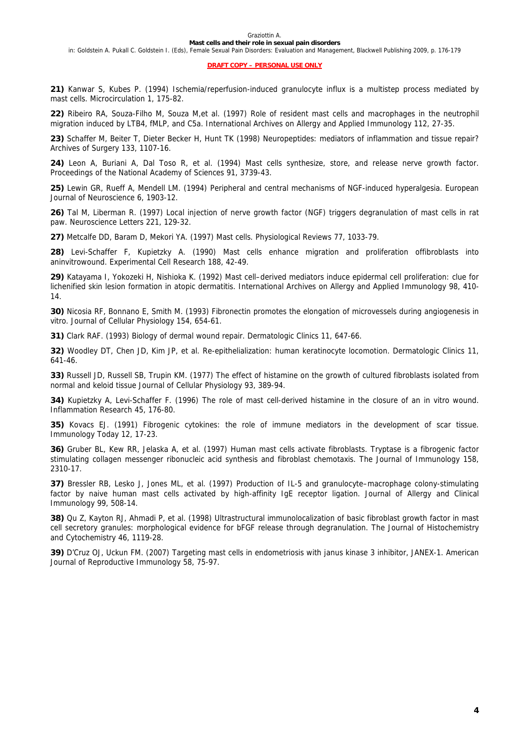**21)** Kanwar S, Kubes P. (1994) Ischemia/reperfusion-induced granulocyte influx is a multistep process mediated by mast cells. Microcirculation 1, 175-82.

**22)** Ribeiro RA, Souza-Filho M, Souza M,et al. (1997) Role of resident mast cells and macrophages in the neutrophil migration induced by LTB4, fMLP, and C5a. International Archives on Allergy and Applied Immunology 112, 27-35.

**23)** Schaffer M, Beiter T, Dieter Becker H, Hunt TK (1998) Neuropeptides: mediators of inflammation and tissue repair? Archives of Surgery 133, 1107-16.

**24)** Leon A, Buriani A, Dal Toso R, et al. (1994) Mast cells synthesize, store, and release nerve growth factor. Proceedings of the National Academy of Sciences 91, 3739-43.

**25)** Lewin GR, Rueff A, Mendell LM. (1994) Peripheral and central mechanisms of NGF-induced hyperalgesia. European Journal of Neuroscience 6, 1903-12.

**26)** Tal M, Liberman R. (1997) Local injection of nerve growth factor (NGF) triggers degranulation of mast cells in rat paw. Neuroscience Letters 221, 129-32.

**27)** Metcalfe DD, Baram D, Mekori YA. (1997) Mast cells. Physiological Reviews 77, 1033-79.

**28)** Levi-Schaffer F, Kupietzky A. (1990) Mast cells enhance migration and proliferation offibroblasts into aninvitrowound. Experimental Cell Research 188, 42-49.

**29)** Katayama I, Yokozeki H, Nishioka K. (1992) Mast cell–derived mediators induce epidermal cell proliferation: clue for lichenified skin lesion formation in atopic dermatitis. International Archives on Allergy and Applied Immunology 98, 410-14.

**30)** Nicosia RF, Bonnano E, Smith M. (1993) Fibronectin promotes the elongation of microvessels during angiogenesis in vitro. Journal of Cellular Physiology 154, 654-61.

**31)** Clark RAF. (1993) Biology of dermal wound repair. Dermatologic Clinics 11, 647-66.

**32)** Woodley DT, Chen JD, Kim JP, et al. Re-epithelialization: human keratinocyte locomotion. Dermatologic Clinics 11, 641-46.

**33)** Russell JD, Russell SB, Trupin KM. (1977) The effect of histamine on the growth of cultured fibroblasts isolated from normal and keloid tissue Journal of Cellular Physiology 93, 389-94.

**34)** Kupietzky A, Levi-Schaffer F. (1996) The role of mast cell-derived histamine in the closure of an in vitro wound. Inflammation Research 45, 176-80.

**35)** Kovacs EJ. (1991) Fibrogenic cytokines: the role of immune mediators in the development of scar tissue. Immunology Today 12, 17-23.

**36)** Gruber BL, Kew RR, Jelaska A, et al. (1997) Human mast cells activate fibroblasts. Tryptase is a fibrogenic factor stimulating collagen messenger ribonucleic acid synthesis and fibroblast chemotaxis. The Journal of Immunology 158, 2310-17.

**37)** Bressler RB, Lesko J, Jones ML, et al. (1997) Production of IL-5 and granulocyte–macrophage colony-stimulating factor by naive human mast cells activated by high-affinity IgE receptor ligation. Journal of Allergy and Clinical Immunology 99, 508-14.

**38)** Qu Z, Kayton RJ, Ahmadi P, et al. (1998) Ultrastructural immunolocalization of basic fibroblast growth factor in mast cell secretory granules: morphological evidence for bFGF release through degranulation. The Journal of Histochemistry and Cytochemistry 46, 1119-28.

**39)** D'Cruz OJ, Uckun FM. (2007) Targeting mast cells in endometriosis with janus kinase 3 inhibitor, JANEX-1. American Journal of Reproductive Immunology 58, 75-97.